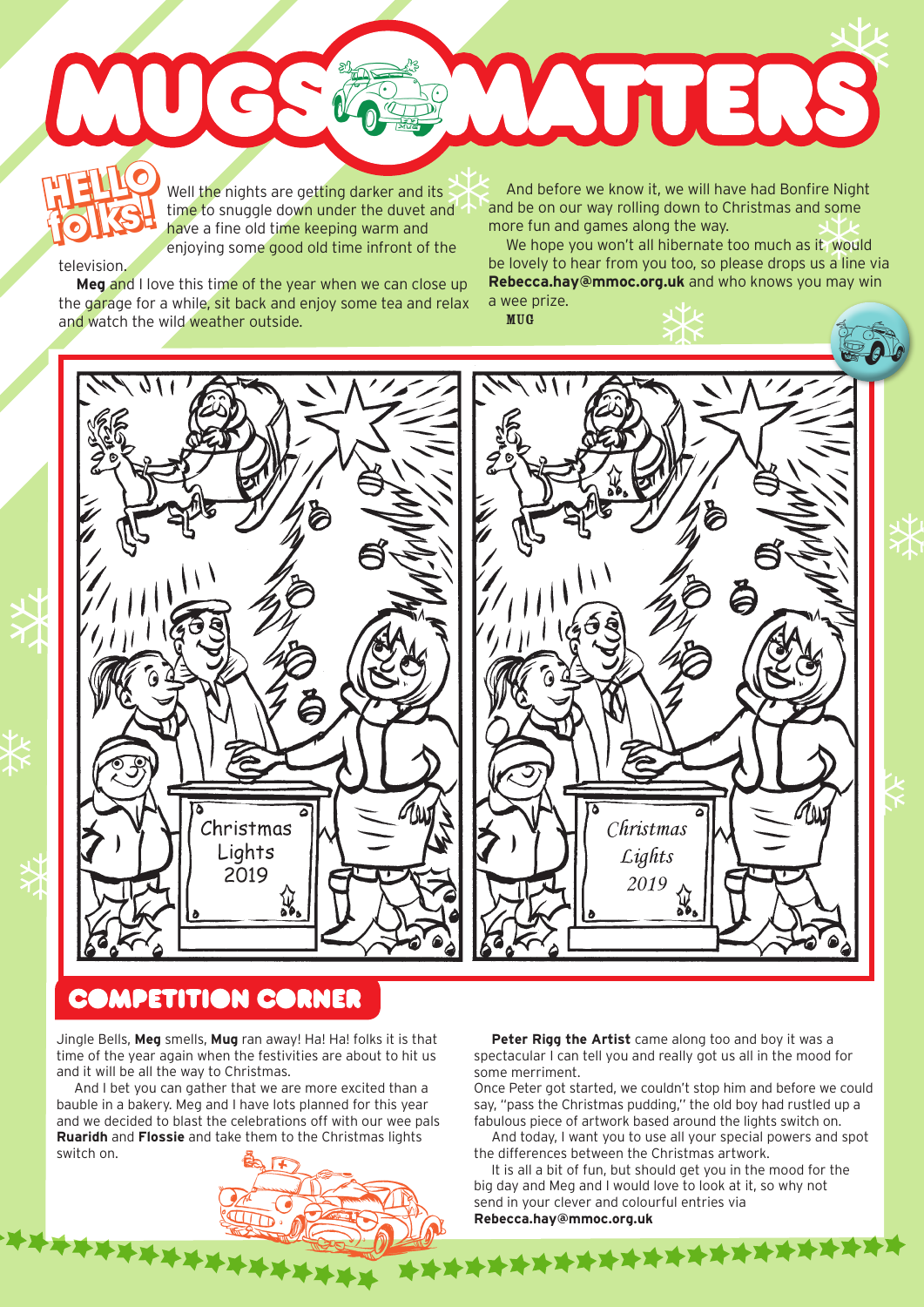# MUGS MATTERS

## HELLO folks!

Well the nights are getting darker and its time to snuggle down under the duvet and have a fine old time keeping warm and enjoying some good old time infront of the television.

**Meg** and I love this time of the year when we can close up the garage for a while, sit back and enjoy some tea and relax and watch the wild weather outside.

And before we know it, we will have had Bonfire Night and be on our way rolling down to Christmas and some more fun and games along the way.

We hope you won't all hibernate too much as it would be lovely to hear from you too, so please drops us a line via **Rebecca.hay@mmoc.org.uk** and who knows you may win a wee prize.

MUG

Christmas Lights 2019

*Christmas Lights 2019*

## COMPETITION CORNER

Jingle Bells, **Meg** smells, **Mug** ran away! Ha! Ha! folks it is that time of the year again when the festivities are about to hit us and it will be all the way to Christmas.

And I bet you can gather that we are more excited than a bauble in a bakery. Meg and I have lots planned for this year and we decided to blast the celebrations off with our wee pals **Ruaridh** and **Flossie** and take them to the Christmas lights switch on.

**Peter Rigg the Artist** came along too and boy it was a spectacular I can tell you and really got us all in the mood for some merriment.

Once Peter got started, we couldn't stop him and before we could say, "pass the Christmas pudding," the old boy had rustled up a fabulous piece of artwork based around the lights switch on.

And today, I want you to use all your special powers and spot the differences between the Christmas artwork.

It is all a bit of fun, but should get you in the mood for the big day and Meg and I would love to look at it, so why not send in your clever and colourful entries via **Rebecca.hay@mmoc.org.uk**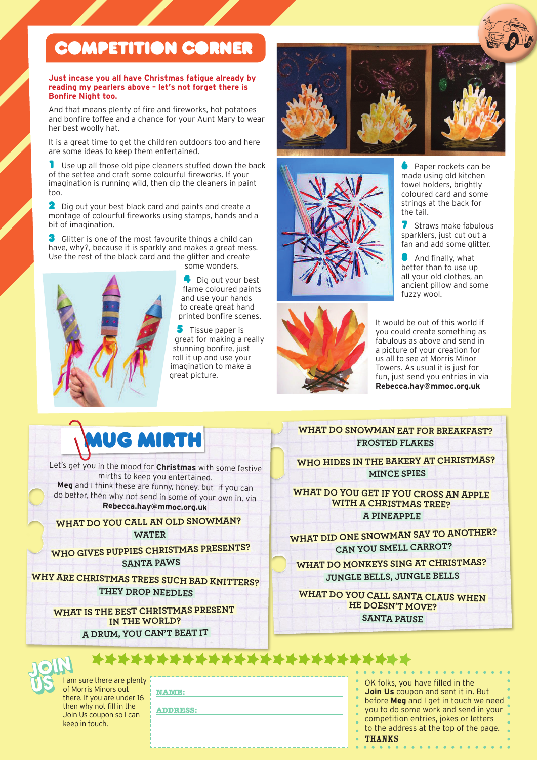# COMPETITION CORNER

**Just incase you all have Christmas fatigue already by reading my pearlers above – let's not forget there is Bonfire Night too.**

And that means plenty of fire and fireworks, hot potatoes and bonfire toffee and a chance for your Aunt Mary to wear her best woolly hat.

It is a great time to get the children outdoors too and here are some ideas to keep them entertained.

1. Use up all those old pipe cleaners stuffed down the back of the settee and craft some colourful fireworks. If your imagination is running wild, then dip the cleaners in paint too.
2. Dig out your best black card and paints and create a montage of colourful fireworks using stamps, hands and a bit of imagination.
3. Glitter is one of the most favourite things a child can have, why?, because it is sparkly and makes a great mess. Use the rest of the black card and the glitter and create some wonders.
4. Dig out your best flame coloured paints and use your hands to create great hand printed bonfire scenes.
5. Tissue paper is great for making a really stunning bonfire, just roll it up and use your imagination to make a great picture.
6. Paper rockets can be made using old kitchen towel holders, brightly coloured card and some strings at the back for the tail.
7. Straws make fabulous sparklers, just cut out a fan and add some glitter.
8. And finally, what better than to use up all your old clothes, an ancient pillow and some fuzzy wool.

It would be out of this world if you could create something as fabulous as above and send in a picture of your creation for us all to see at Morris Minor Towers. As usual it is just for fun, just send you entries in via **Rebecca.hay@mmoc.org.uk**

# MUG MIRTH

Let's get you in the mood for **Christmas** with some festive mirths to keep you entertained.
**Meg** and I think these are funny, honey, but if you can do better, then why not send in some of your own in, via
**Rebecca.hay@mmoc.org.uk**

WHAT DO YOU CALL AN OLD SNOWMAN?
WATER

WHO GIVES PUPPIES CHRISTMAS PRESENTS?
SANTA PAWS

WHY ARE CHRISTMAS TREES SUCH BAD KNITTERS?
THEY DROP NEEDLES

WHAT IS THE BEST CHRISTMAS PRESENT IN THE WORLD?
A DRUM, YOU CAN'T BEAT IT

WHAT DO SNOWMAN EAT FOR BREAKFAST?
FROSTED FLAKES

WHO HIDES IN THE BAKERY AT CHRISTMAS?
MINCE SPIES

WHAT DO YOU GET IF YOU CROSS AN APPLE WITH A CHRISTMAS TREE?
A PINEAPPLE

WHAT DID ONE SNOWMAN SAY TO ANOTHER?
CAN YOU SMELL CARROT?

WHAT DO MONKEYS SING AT CHRISTMAS?
JUNGLE BELLS, JUNGLE BELLS

WHAT DO YOU CALL SANTA CLAUS WHEN HE DOESN'T MOVE?
SANTA PAUSE

# JOIN US

I am sure there are plenty of Morris Minors out there. If you are under 16 then why not fill in the Join Us coupon so I can keep in touch.

**NAME:**

**ADDRESS:**

OK folks, you have filled in the **Join Us** coupon and sent it in. But before **Meg** and I get in touch we need you to do some work and send in your competition entries, jokes or letters to the address at the top of the page.
**THANKS**